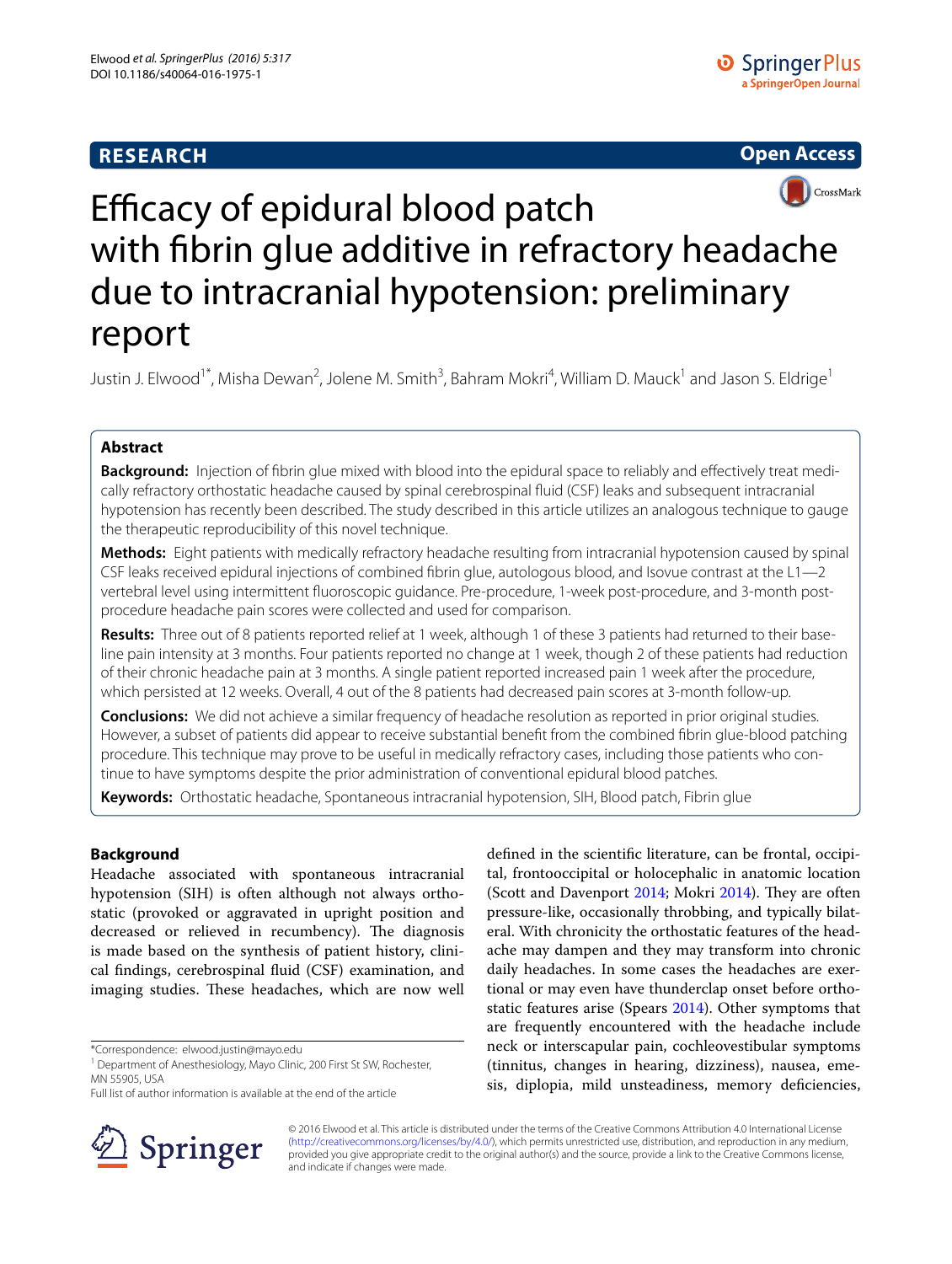RESEARCH

Open Access

# Efficacy of epidural blood patch with fibrin glue additive in refractory headache due to intracranial hypotension: preliminary report

Justin J. Elwood[1*], Misha Dewan[2], Jolene M. Smith[3], Bahram Mokri[4], William D. Mauck[1] and Jason S. Eldrige[1]

## Abstract

**Background:** Injection of fibrin glue mixed with blood into the epidural space to reliably and effectively treat medically refractory orthostatic headache caused by spinal cerebrospinal fluid (CSF) leaks and subsequent intracranial hypotension has recently been described. The study described in this article utilizes an analogous technique to gauge the therapeutic reproducibility of this novel technique.

**Methods:** Eight patients with medically refractory headache resulting from intracranial hypotension caused by spinal CSF leaks received epidural injections of combined fibrin glue, autologous blood, and Isovue contrast at the L1—2 vertebral level using intermittent fluoroscopic guidance. Pre-procedure, 1-week post-procedure, and 3-month post-procedure headache pain scores were collected and used for comparison.

**Results:** Three out of 8 patients reported relief at 1 week, although 1 of these 3 patients had returned to their baseline pain intensity at 3 months. Four patients reported no change at 1 week, though 2 of these patients had reduction of their chronic headache pain at 3 months. A single patient reported increased pain 1 week after the procedure, which persisted at 12 weeks. Overall, 4 out of the 8 patients had decreased pain scores at 3-month follow-up.

**Conclusions:** We did not achieve a similar frequency of headache resolution as reported in prior original studies. However, a subset of patients did appear to receive substantial benefit from the combined fibrin glue-blood patching procedure. This technique may prove to be useful in medically refractory cases, including those patients who continue to have symptoms despite the prior administration of conventional epidural blood patches.

**Keywords:** Orthostatic headache, Spontaneous intracranial hypotension, SIH, Blood patch, Fibrin glue

## Background

Headache associated with spontaneous intracranial hypotension (SIH) is often although not always orthostatic (provoked or aggravated in upright position and decreased or relieved in recumbency). The diagnosis is made based on the synthesis of patient history, clinical findings, cerebrospinal fluid (CSF) examination, and imaging studies. These headaches, which are now well defined in the scientific literature, can be frontal, occipital, frontooccipital or holocephalic in anatomic location (Scott and Davenport 2014; Mokri 2014). They are often pressure-like, occasionally throbbing, and typically bilateral. With chronicity the orthostatic features of the headache may dampen and they may transform into chronic daily headaches. In some cases the headaches are exertional or may even have thunderclap onset before orthostatic features arise (Spears 2014). Other symptoms that are frequently encountered with the headache include neck or interscapular pain, cochleovestibular symptoms (tinnitus, changes in hearing, dizziness), nausea, emesis, diplopia, mild unsteadiness, memory deficiencies,

*Correspondence: elwood.justin@mayo.edu

[1] Department of Anesthesiology, Mayo Clinic, 200 First St SW, Rochester, MN 55905, USA

Full list of author information is available at the end of the article

© 2016 Elwood et al. This article is distributed under the terms of the Creative Commons Attribution 4.0 International License (http://creativecommons.org/licenses/by/4.0/), which permits unrestricted use, distribution, and reproduction in any medium, provided you give appropriate credit to the original author(s) and the source, provide a link to the Creative Commons license, and indicate if changes were made.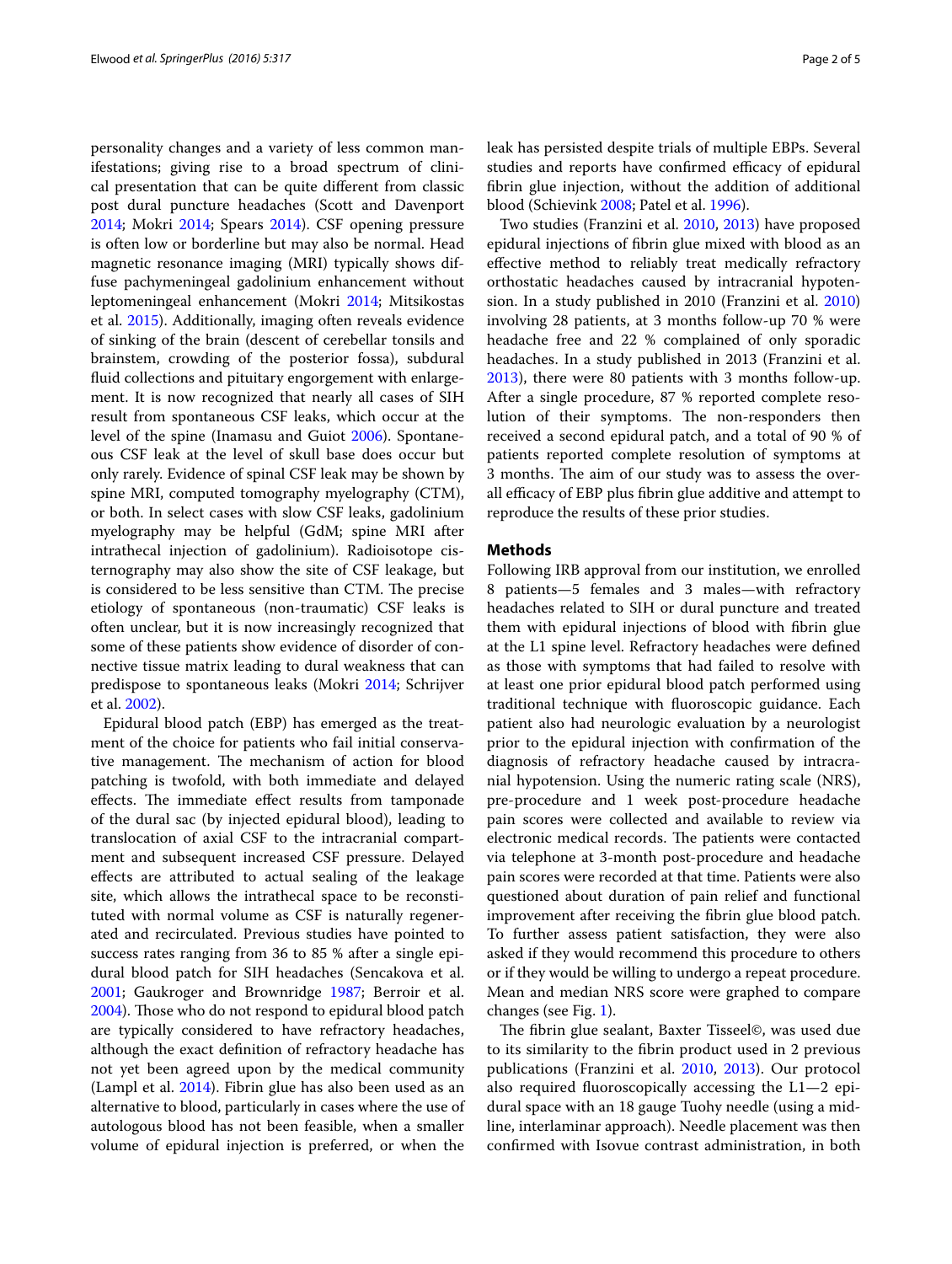personality changes and a variety of less common manifestations; giving rise to a broad spectrum of clinical presentation that can be quite different from classic post dural puncture headaches (Scott and Davenport 2014; Mokri 2014; Spears 2014). CSF opening pressure is often low or borderline but may also be normal. Head magnetic resonance imaging (MRI) typically shows diffuse pachymeningeal gadolinium enhancement without leptomeningeal enhancement (Mokri 2014; Mitsikostas et al. 2015). Additionally, imaging often reveals evidence of sinking of the brain (descent of cerebellar tonsils and brainstem, crowding of the posterior fossa), subdural fluid collections and pituitary engorgement with enlargement. It is now recognized that nearly all cases of SIH result from spontaneous CSF leaks, which occur at the level of the spine (Inamasu and Guiot 2006). Spontaneous CSF leak at the level of skull base does occur but only rarely. Evidence of spinal CSF leak may be shown by spine MRI, computed tomography myelography (CTM), or both. In select cases with slow CSF leaks, gadolinium myelography may be helpful (GdM; spine MRI after intrathecal injection of gadolinium). Radioisotope cisternography may also show the site of CSF leakage, but is considered to be less sensitive than CTM. The precise etiology of spontaneous (non-traumatic) CSF leaks is often unclear, but it is now increasingly recognized that some of these patients show evidence of disorder of connective tissue matrix leading to dural weakness that can predispose to spontaneous leaks (Mokri 2014; Schrijver et al. 2002).

Epidural blood patch (EBP) has emerged as the treatment of the choice for patients who fail initial conservative management. The mechanism of action for blood patching is twofold, with both immediate and delayed effects. The immediate effect results from tamponade of the dural sac (by injected epidural blood), leading to translocation of axial CSF to the intracranial compartment and subsequent increased CSF pressure. Delayed effects are attributed to actual sealing of the leakage site, which allows the intrathecal space to be reconstituted with normal volume as CSF is naturally regenerated and recirculated. Previous studies have pointed to success rates ranging from 36 to 85 % after a single epidural blood patch for SIH headaches (Sencakova et al. 2001; Gaukroger and Brownridge 1987; Berroir et al. 2004). Those who do not respond to epidural blood patch are typically considered to have refractory headaches, although the exact definition of refractory headache has not yet been agreed upon by the medical community (Lampl et al. 2014). Fibrin glue has also been used as an alternative to blood, particularly in cases where the use of autologous blood has not been feasible, when a smaller volume of epidural injection is preferred, or when the leak has persisted despite trials of multiple EBPs. Several studies and reports have confirmed efficacy of epidural fibrin glue injection, without the addition of additional blood (Schievink 2008; Patel et al. 1996).

Two studies (Franzini et al. 2010, 2013) have proposed epidural injections of fibrin glue mixed with blood as an effective method to reliably treat medically refractory orthostatic headaches caused by intracranial hypotension. In a study published in 2010 (Franzini et al. 2010) involving 28 patients, at 3 months follow-up 70 % were headache free and 22 % complained of only sporadic headaches. In a study published in 2013 (Franzini et al. 2013), there were 80 patients with 3 months follow-up. After a single procedure, 87 % reported complete resolution of their symptoms. The non-responders then received a second epidural patch, and a total of 90 % of patients reported complete resolution of symptoms at 3 months. The aim of our study was to assess the overall efficacy of EBP plus fibrin glue additive and attempt to reproduce the results of these prior studies.

## Methods

Following IRB approval from our institution, we enrolled 8 patients—5 females and 3 males—with refractory headaches related to SIH or dural puncture and treated them with epidural injections of blood with fibrin glue at the L1 spine level. Refractory headaches were defined as those with symptoms that had failed to resolve with at least one prior epidural blood patch performed using traditional technique with fluoroscopic guidance. Each patient also had neurologic evaluation by a neurologist prior to the epidural injection with confirmation of the diagnosis of refractory headache caused by intracranial hypotension. Using the numeric rating scale (NRS), pre-procedure and 1 week post-procedure headache pain scores were collected and available to review via electronic medical records. The patients were contacted via telephone at 3-month post-procedure and headache pain scores were recorded at that time. Patients were also questioned about duration of pain relief and functional improvement after receiving the fibrin glue blood patch. To further assess patient satisfaction, they were also asked if they would recommend this procedure to others or if they would be willing to undergo a repeat procedure. Mean and median NRS score were graphed to compare changes (see Fig. 1).

The fibrin glue sealant, Baxter Tisseel©, was used due to its similarity to the fibrin product used in 2 previous publications (Franzini et al. 2010, 2013). Our protocol also required fluoroscopically accessing the L1—2 epidural space with an 18 gauge Tuohy needle (using a midline, interlaminar approach). Needle placement was then confirmed with Isovue contrast administration, in both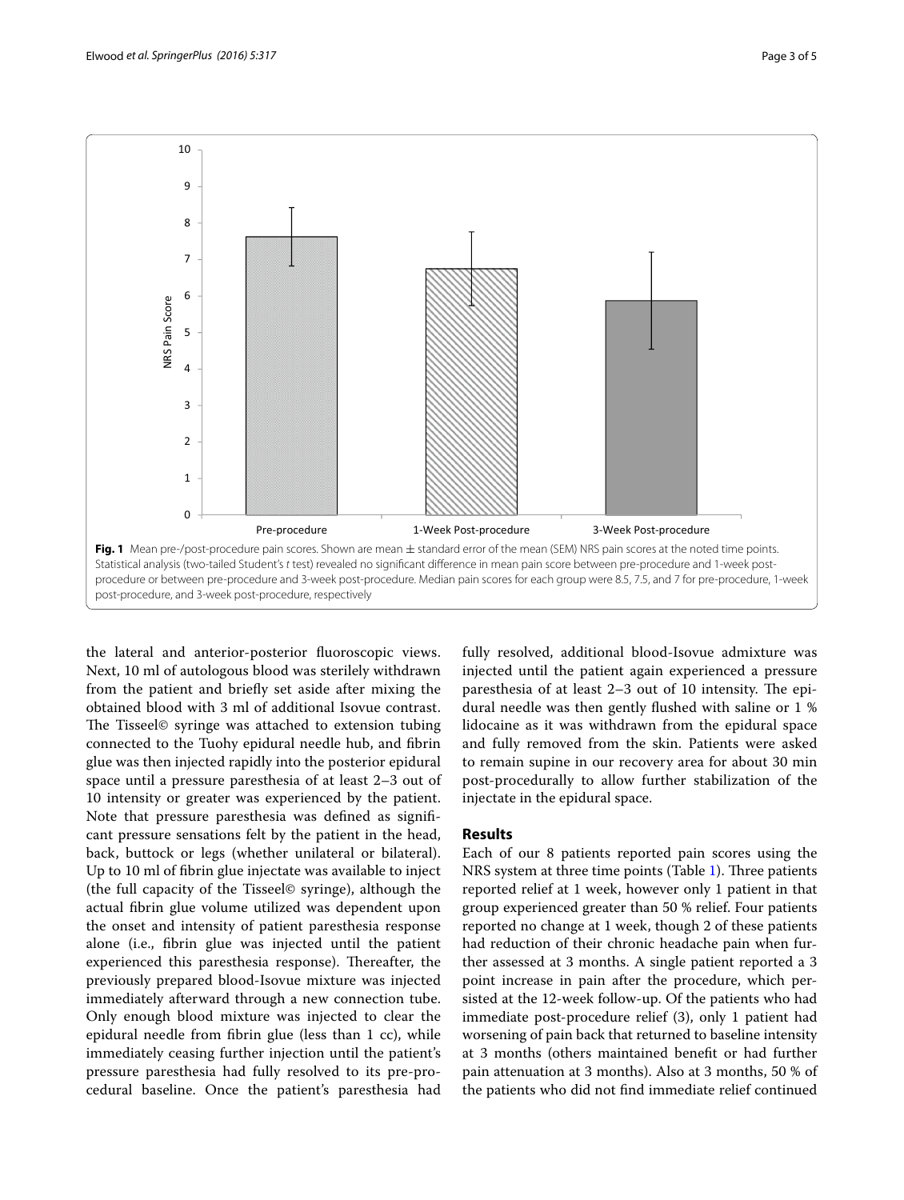Fig. 1 Mean pre-/post-procedure pain scores. Shown are mean ± standard error of the mean (SEM) NRS pain scores at the noted time points. Statistical analysis (two-tailed Student's *t* test) revealed no significant difference in mean pain score between pre-procedure and 1-week post-procedure or between pre-procedure and 3-week post-procedure. Median pain scores for each group were 8.5, 7.5, and 7 for pre-procedure, 1-week post-procedure, and 3-week post-procedure, respectively

the lateral and anterior-posterior fluoroscopic views. Next, 10 ml of autologous blood was sterilely withdrawn from the patient and briefly set aside after mixing the obtained blood with 3 ml of additional Isovue contrast. The Tisseel© syringe was attached to extension tubing connected to the Tuohy epidural needle hub, and fibrin glue was then injected rapidly into the posterior epidural space until a pressure paresthesia of at least 2–3 out of 10 intensity or greater was experienced by the patient. Note that pressure paresthesia was defined as significant pressure sensations felt by the patient in the head, back, buttock or legs (whether unilateral or bilateral). Up to 10 ml of fibrin glue injectate was available to inject (the full capacity of the Tisseel© syringe), although the actual fibrin glue volume utilized was dependent upon the onset and intensity of patient paresthesia response alone (i.e., fibrin glue was injected until the patient experienced this paresthesia response). Thereafter, the previously prepared blood-Isovue mixture was injected immediately afterward through a new connection tube. Only enough blood mixture was injected to clear the epidural needle from fibrin glue (less than 1 cc), while immediately ceasing further injection until the patient's pressure paresthesia had fully resolved to its pre-procedural baseline. Once the patient's paresthesia had fully resolved, additional blood-Isovue admixture was injected until the patient again experienced a pressure paresthesia of at least 2–3 out of 10 intensity. The epidural needle was then gently flushed with saline or 1 % lidocaine as it was withdrawn from the epidural space and fully removed from the skin. Patients were asked to remain supine in our recovery area for about 30 min post-procedurally to allow further stabilization of the injectate in the epidural space.

## Results

Each of our 8 patients reported pain scores using the NRS system at three time points (Table 1). Three patients reported relief at 1 week, however only 1 patient in that group experienced greater than 50 % relief. Four patients reported no change at 1 week, though 2 of these patients had reduction of their chronic headache pain when further assessed at 3 months. A single patient reported a 3 point increase in pain after the procedure, which persisted at the 12-week follow-up. Of the patients who had immediate post-procedure relief (3), only 1 patient had worsening of pain back that returned to baseline intensity at 3 months (others maintained benefit or had further pain attenuation at 3 months). Also at 3 months, 50 % of the patients who did not find immediate relief continued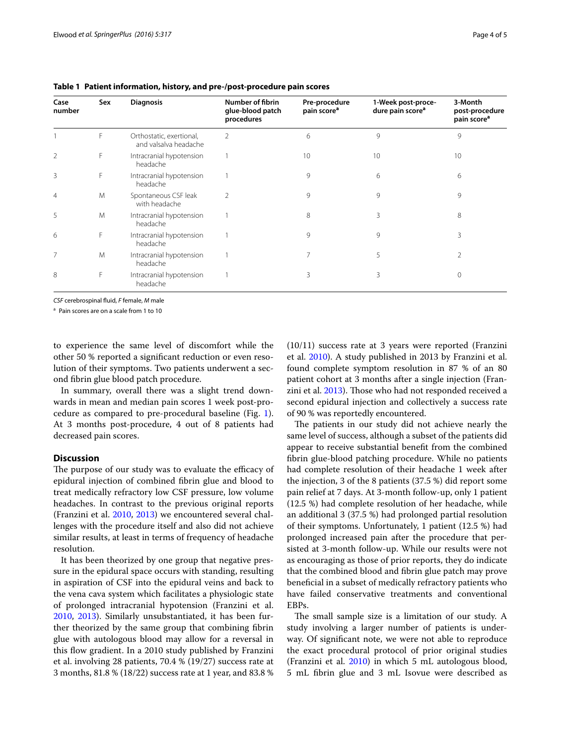**Table 1 Patient information, history, and pre-/post-procedure pain scores**

| Case number | Sex | Diagnosis | Number of fibrin glue-blood patch procedures | Pre-procedure pain score[a] | 1-Week post-procedure pain score[a] | 3-Month post-procedure pain score[a] |
|---|---|---|---|---|---|---|
| 1 | F | Orthostatic, exertional, and valsalva headache | 2 | 6 | 9 | 9 |
| 2 | F | Intracranial hypotension headache | 1 | 10 | 10 | 10 |
| 3 | F | Intracranial hypotension headache | 1 | 9 | 6 | 6 |
| 4 | M | Spontaneous CSF leak with headache | 2 | 9 | 9 | 9 |
| 5 | M | Intracranial hypotension headache | 1 | 8 | 3 | 8 |
| 6 | F | Intracranial hypotension headache | 1 | 9 | 9 | 3 |
| 7 | M | Intracranial hypotension headache | 1 | 7 | 5 | 2 |
| 8 | F | Intracranial hypotension headache | 1 | 3 | 3 | 0 |

*CSF* cerebrospinal fluid, *F* female, *M* male

[a] Pain scores are on a scale from 1 to 10

to experience the same level of discomfort while the other 50 % reported a significant reduction or even resolution of their symptoms. Two patients underwent a second fibrin glue blood patch procedure.

In summary, overall there was a slight trend downwards in mean and median pain scores 1 week post-procedure as compared to pre-procedural baseline (Fig. 1). At 3 months post-procedure, 4 out of 8 patients had decreased pain scores.

## Discussion

The purpose of our study was to evaluate the efficacy of epidural injection of combined fibrin glue and blood to treat medically refractory low CSF pressure, low volume headaches. In contrast to the previous original reports (Franzini et al. 2010, 2013) we encountered several challenges with the procedure itself and also did not achieve similar results, at least in terms of frequency of headache resolution.

It has been theorized by one group that negative pressure in the epidural space occurs with standing, resulting in aspiration of CSF into the epidural veins and back to the vena cava system which facilitates a physiologic state of prolonged intracranial hypotension (Franzini et al. 2010, 2013). Similarly unsubstantiated, it has been further theorized by the same group that combining fibrin glue with autologous blood may allow for a reversal in this flow gradient. In a 2010 study published by Franzini et al. involving 28 patients, 70.4 % (19/27) success rate at 3 months, 81.8 % (18/22) success rate at 1 year, and 83.8 % (10/11) success rate at 3 years were reported (Franzini et al. 2010). A study published in 2013 by Franzini et al. found complete symptom resolution in 87 % of an 80 patient cohort at 3 months after a single injection (Franzini et al. 2013). Those who had not responded received a second epidural injection and collectively a success rate of 90 % was reportedly encountered.

The patients in our study did not achieve nearly the same level of success, although a subset of the patients did appear to receive substantial benefit from the combined fibrin glue-blood patching procedure. While no patients had complete resolution of their headache 1 week after the injection, 3 of the 8 patients (37.5 %) did report some pain relief at 7 days. At 3-month follow-up, only 1 patient (12.5 %) had complete resolution of her headache, while an additional 3 (37.5 %) had prolonged partial resolution of their symptoms. Unfortunately, 1 patient (12.5 %) had prolonged increased pain after the procedure that persisted at 3-month follow-up. While our results were not as encouraging as those of prior reports, they do indicate that the combined blood and fibrin glue patch may prove beneficial in a subset of medically refractory patients who have failed conservative treatments and conventional EBPs.

The small sample size is a limitation of our study. A study involving a larger number of patients is underway. Of significant note, we were not able to reproduce the exact procedural protocol of prior original studies (Franzini et al. 2010) in which 5 mL autologous blood, 5 mL fibrin glue and 3 mL Isovue were described as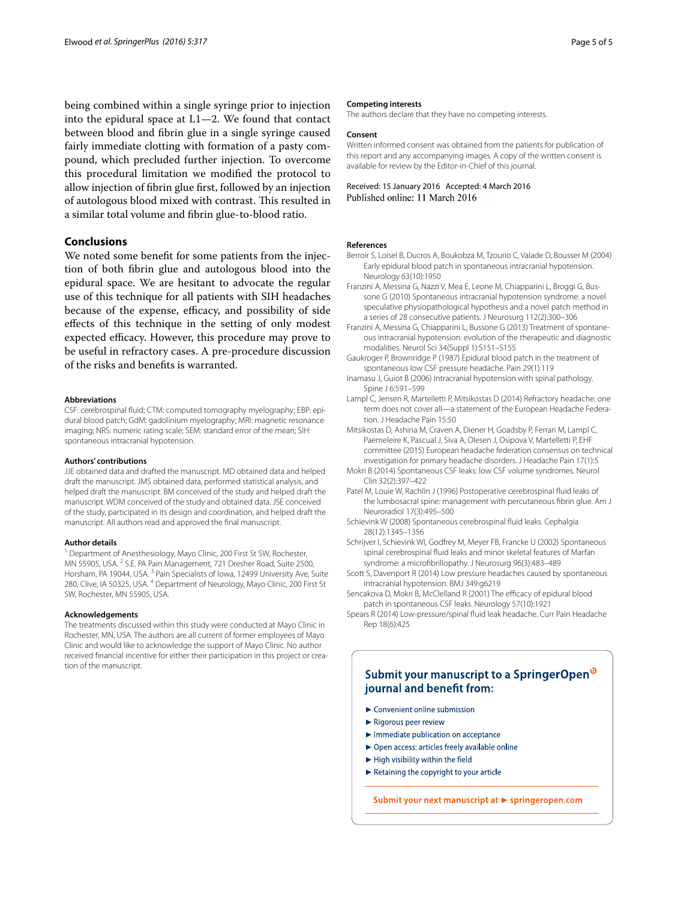being combined within a single syringe prior to injection into the epidural space at L1—2. We found that contact between blood and fibrin glue in a single syringe caused fairly immediate clotting with formation of a pasty compound, which precluded further injection. To overcome this procedural limitation we modified the protocol to allow injection of fibrin glue first, followed by an injection of autologous blood mixed with contrast. This resulted in a similar total volume and fibrin glue-to-blood ratio.

## Conclusions

We noted some benefit for some patients from the injection of both fibrin glue and autologous blood into the epidural space. We are hesitant to advocate the regular use of this technique for all patients with SIH headaches because of the expense, efficacy, and possibility of side effects of this technique in the setting of only modest expected efficacy. However, this procedure may prove to be useful in refractory cases. A pre-procedure discussion of the risks and benefits is warranted.

#### Abbreviations

CSF: cerebrospinal fluid; CTM: computed tomography myelography; EBP: epidural blood patch; GdM: gadolinium myelography; MRI: magnetic resonance imaging; NRS: numeric rating scale; SEM: standard error of the mean; SIH: spontaneous intracranial hypotension.

#### Authors' contributions

JJE obtained data and drafted the manuscript. MD obtained data and helped draft the manuscript. JMS obtained data, performed statistical analysis, and helped draft the manuscript. BM conceived of the study and helped draft the manuscript. WDM conceived of the study and obtained data. JSE conceived of the study, participated in its design and coordination, and helped draft the manuscript. All authors read and approved the final manuscript.

#### Author details

[1] Department of Anesthesiology, Mayo Clinic, 200 First St SW, Rochester, MN 55905, USA. [2] S.E. PA Pain Management, 721 Dresher Road, Suite 2500, Horsham, PA 19044, USA. [3] Pain Specialists of Iowa, 12499 University Ave, Suite 280, Clive, IA 50325, USA. [4] Department of Neurology, Mayo Clinic, 200 First St SW, Rochester, MN 55905, USA.

#### Acknowledgements

The treatments discussed within this study were conducted at Mayo Clinic in Rochester, MN, USA. The authors are all current of former employees of Mayo Clinic and would like to acknowledge the support of Mayo Clinic. No author received financial incentive for either their participation in this project or creation of the manuscript.

#### Competing interests

The authors declare that they have no competing interests.

#### Consent

Written informed consent was obtained from the patients for publication of this report and any accompanying images. A copy of the written consent is available for review by the Editor-in-Chief of this journal.

Received: 15 January 2016 Accepted: 4 March 2016
Published online: 11 March 2016

#### References

Berroir S, Loisel B, Ducros A, Boukobza M, Tzourio C, Valade D, Bousser M (2004) Early epidural blood patch in spontaneous intracranial hypotension. Neurology 63(10):1950

Franzini A, Messina G, Nazzi V, Mea E, Leone M, Chiapparini L, Broggi G, Bussone G (2010) Spontaneous intracranial hypotension syndrome: a novel speculative physiopathological hypothesis and a novel patch method in a series of 28 consecutive patients. J Neurosurg 112(2):300–306

Franzini A, Messina G, Chiapparini L, Bussone G (2013) Treatment of spontaneous intracranial hypotension: evolution of the therapeutic and diagnostic modalities. Neurol Sci 34(Suppl 1):S151–S155

Gaukroger P, Brownridge P (1987) Epidural blood patch in the treatment of spontaneous low CSF pressure headache. Pain 29(1):119

Inamasu J, Guiot B (2006) Intracranial hypotension with spinal pathology. Spine J 6:591–599

Lampl C, Jensen R, Martelletti P, Mitsikostas D (2014) Refractory headache: one term does not cover all—a statement of the European Headache Federation. J Headache Pain 15:50

Mitsikostas D, Ashina M, Craven A, Diener H, Goadsby P, Ferrari M, Lampl C, Paemeleire K, Pascual J, Siva A, Olesen J, Osipova V, Martelletti P, EHF committee (2015) European headache federation consensus on technical investigation for primary headache disorders. J Headache Pain 17(1):5

Mokri B (2014) Spontaneous CSF leaks: low CSF volume syndromes. Neurol Clin 32(2):397–422

Patel M, Louie W, Rachlin J (1996) Postoperative cerebrospinal fluid leaks of the lumbosacral spine: management with percutaneous fibrin glue. Am J Neuroradiol 17(3):495–500

Schievink W (2008) Spontaneous cerebrospinal fluid leaks. Cephalgia 28(12):1345–1356

Schrijver I, Schievink WI, Godfrey M, Meyer FB, Francke U (2002) Spontaneous spinal cerebrospinal fluid leaks and minor skeletal features of Marfan syndrome: a microfibrillopathy. J Neurosurg 96(3):483–489

Scott S, Davenport R (2014) Low pressure headaches caused by spontaneous intracranial hypotension. BMJ 349:g6219

Sencakova D, Mokri B, McClelland R (2001) The efficacy of epidural blood patch in spontaneous CSF leaks. Neurology 57(10):1921

Spears R (2014) Low-pressure/spinal fluid leak headache. Curr Pain Headache Rep 18(6):425

**Submit your manuscript to a SpringerOpen journal and benefit from:**

- ► Convenient online submission
- ► Rigorous peer review
- ► Immediate publication on acceptance
- ► Open access: articles freely available online
- ► High visibility within the field
- ► Retaining the copyright to your article

**Submit your next manuscript at ► springeropen.com**